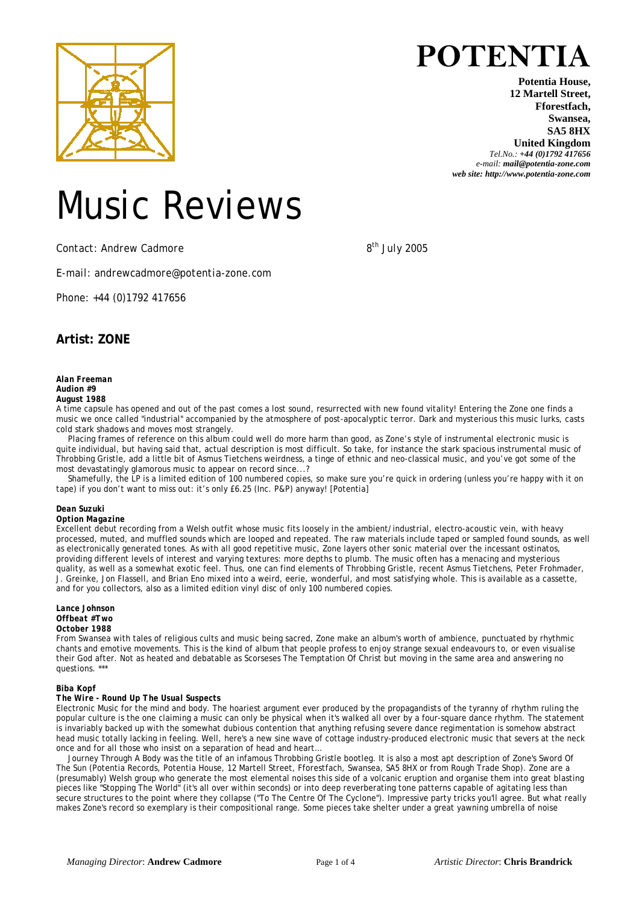# POTENTIA

**Potentia House,**
**12 Martell Street,**
**Fforestfach,**
**Swansea,**
**SA5 8HX**
**United Kingdom**
*Tel.No.: **+44 (0)1792 417656***
*e-mail: **mail@potentia-zone.com***
***web site: http://www.potentia-zone.com***

# Music Reviews

Contact: Andrew Cadmore 8th July 2005

E-mail: andrewcadmore@potentia-zone.com

Phone: +44 (0)1792 417656

## Artist: ZONE

***Alan Freeman***
***Audion #9***
***August 1988***

A time capsule has opened and out of the past comes a lost sound, resurrected with new found vitality! Entering the Zone one finds a music we once called "industrial" accompanied by the atmosphere of post-apocalyptic terror. Dark and mysterious this music lurks, casts cold stark shadows and moves most strangely.

Placing frames of reference on this album could well do more harm than good, as Zone's style of instrumental electronic music is quite individual, but having said that, actual description is most difficult. So take, for instance the stark spacious instrumental music of Throbbing Gristle, add a little bit of Asmus Tietchens weirdness, a tinge of ethnic and neo-classical music, and you've got some of the most devastatingly glamorous music to appear on record since...?

Shamefully, the LP is a limited edition of 100 numbered copies, so make sure you're quick in ordering (unless you're happy with it on tape) if you don't want to miss out: it's only £6.25 (Inc. P&P) anyway! [Potentia]

***Dean Suzuki***
***Option Magazine***

Excellent debut recording from a Welsh outfit whose music fits loosely in the ambient/industrial, electro-acoustic vein, with heavy processed, muted, and muffled sounds which are looped and repeated. The raw materials include taped or sampled found sounds, as well as electronically generated tones. As with all good repetitive music, Zone layers other sonic material over the incessant ostinatos, providing different levels of interest and varying textures: more depths to plumb. The music often has a menacing and mysterious quality, as well as a somewhat exotic feel. Thus, one can find elements of Throbbing Gristle, recent Asmus Tietchens, Peter Frohmader, J. Greinke, Jon Flassell, and Brian Eno mixed into a weird, eerie, wonderful, and most satisfying whole. This is available as a cassette, and for you collectors, also as a limited edition vinyl disc of only 100 numbered copies.

***Lance Johnson***
***Offbeat #Two***
***October 1988***

From Swansea with tales of religious cults and music being sacred, Zone make an album's worth of ambience, punctuated by rhythmic chants and emotive movements. This is the kind of album that people profess to enjoy strange sexual endeavours to, or even visualise their God after. Not as heated and debatable as Scorseses The Temptation Of Christ but moving in the same area and answering no questions. ***

***Biba Kopf***
***The Wire - Round Up The Usual Suspects***

Electronic Music for the mind and body. The hoariest argument ever produced by the propagandists of the tyranny of rhythm ruling the popular culture is the one claiming a music can only be physical when it's walked all over by a four-square dance rhythm. The statement is invariably backed up with the somewhat dubious contention that anything refusing severe dance regimentation is somehow abstract head music totally lacking in feeling. Well, here's a new sine wave of cottage industry-produced electronic music that severs at the neck once and for all those who insist on a separation of head and heart...

Journey Through A Body was the title of an infamous Throbbing Gristle bootleg. It is also a most apt description of Zone's Sword Of The Sun (Potentia Records, Potentia House, 12 Martell Street, Fforestfach, Swansea, SA5 8HX or from Rough Trade Shop). Zone are a (presumably) Welsh group who generate the most elemental noises this side of a volcanic eruption and organise them into great blasting pieces like "Stopping The World" (it's all over within seconds) or into deep reverberating tone patterns capable of agitating less than secure structures to the point where they collapse ("To The Centre Of The Cyclone"). Impressive party tricks you'll agree. But what really makes Zone's record so exemplary is their compositional range. Some pieces take shelter under a great yawning umbrella of noise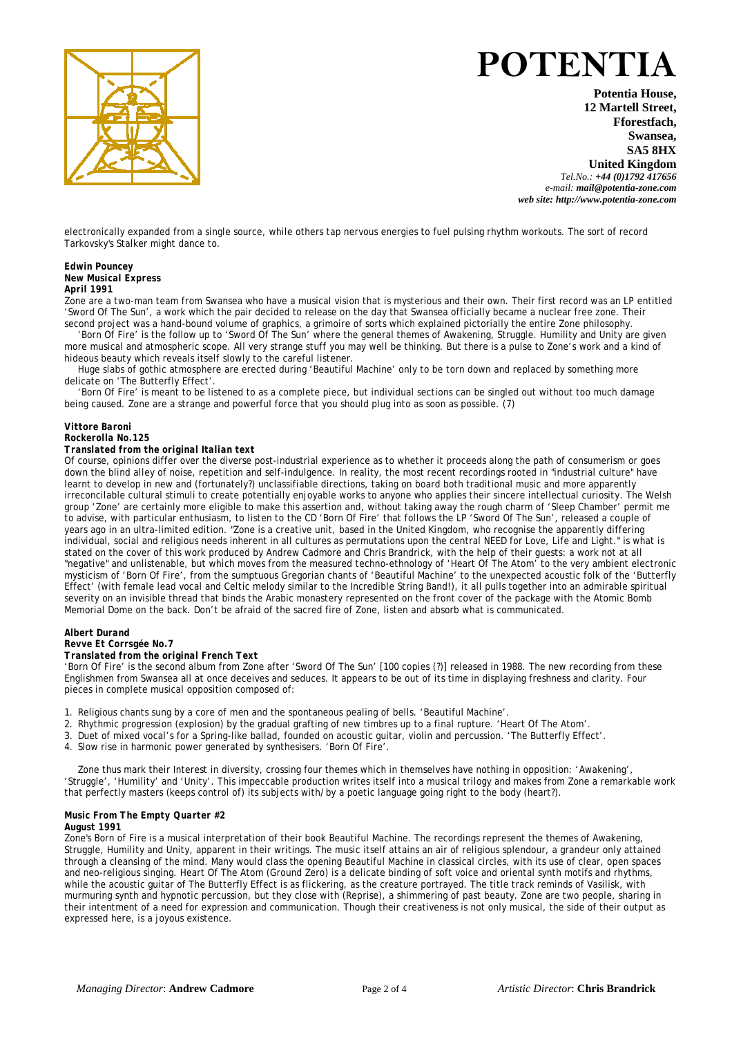electronically expanded from a single source, while others tap nervous energies to fuel pulsing rhythm workouts. The sort of record Tarkovsky's Stalker might dance to.

***Edwin Pouncey***
***New Musical Express***
***April 1991***

Zone are a two-man team from Swansea who have a musical vision that is mysterious and their own. Their first record was an LP entitled 'Sword Of The Sun', a work which the pair decided to release on the day that Swansea officially became a nuclear free zone. Their second project was a hand-bound volume of graphics, a grimoire of sorts which explained pictorially the entire Zone philosophy.

'Born Of Fire' is the follow up to 'Sword Of The Sun' where the general themes of Awakening, Struggle. Humility and Unity are given more musical and atmospheric scope. All very strange stuff you may well be thinking. But there is a pulse to Zone's work and a kind of hideous beauty which reveals itself slowly to the careful listener.

Huge slabs of gothic atmosphere are erected during 'Beautiful Machine' only to be torn down and replaced by something more delicate on 'The Butterfly Effect'.

'Born Of Fire' is meant to be listened to as a complete piece, but individual sections can be singled out without too much damage being caused. Zone are a strange and powerful force that you should plug into as soon as possible. (7)

***Vittore Baroni***
***Rockerolla No.125***
***Translated from the original Italian text***

Of course, opinions differ over the diverse post-industrial experience as to whether it proceeds along the path of consumerism or goes down the blind alley of noise, repetition and self-indulgence. In reality, the most recent recordings rooted in "industrial culture" have learnt to develop in new and (fortunately?) unclassifiable directions, taking on board both traditional music and more apparently irreconcilable cultural stimuli to create potentially enjoyable works to anyone who applies their sincere intellectual curiosity. The Welsh group 'Zone' are certainly more eligible to make this assertion and, without taking away the rough charm of 'Sleep Chamber' permit me to advise, with particular enthusiasm, to listen to the CD 'Born Of Fire' that follows the LP 'Sword Of The Sun', released a couple of years ago in an ultra-limited edition. "Zone is a creative unit, based in the United Kingdom, who recognise the apparently differing individual, social and religious needs inherent in all cultures as permutations upon the central NEED for Love, Life and Light." is what is stated on the cover of this work produced by Andrew Cadmore and Chris Brandrick, with the help of their guests: a work not at all "negative" and unlistenable, but which moves from the measured techno-ethnology of 'Heart Of The Atom' to the very ambient electronic mysticism of 'Born Of Fire', from the sumptuous Gregorian chants of 'Beautiful Machine' to the unexpected acoustic folk of the 'Butterfly Effect' (with female lead vocal and Celtic melody similar to the Incredible String Band!), it all pulls together into an admirable spiritual severity on an invisible thread that binds the Arabic monastery represented on the front cover of the package with the Atomic Bomb Memorial Dome on the back. Don't be afraid of the sacred fire of Zone, listen and absorb what is communicated.

***Albert Durand***
***Revve Et Corrsgée No.7***
***Translated from the original French Text***

'Born Of Fire' is the second album from Zone after 'Sword Of The Sun' [100 copies (?)] released in 1988. The new recording from these Englishmen from Swansea all at once deceives and seduces. It appears to be out of its time in displaying freshness and clarity. Four pieces in complete musical opposition composed of:

1. Religious chants sung by a core of men and the spontaneous pealing of bells. 'Beautiful Machine'.
2. Rhythmic progression (explosion) by the gradual grafting of new timbres up to a final rupture. 'Heart Of The Atom'.
3. Duet of mixed vocal's for a Spring-like ballad, founded on acoustic guitar, violin and percussion. 'The Butterfly Effect'.
4. Slow rise in harmonic power generated by synthesisers. 'Born Of Fire'.

Zone thus mark their Interest in diversity, crossing four themes which in themselves have nothing in opposition: 'Awakening', 'Struggle', 'Humility' and 'Unity'. This impeccable production writes itself into a musical trilogy and makes from Zone a remarkable work that perfectly masters (keeps control of) its subjects with/by a poetic language going right to the body (heart?).

***Music From The Empty Quarter #2***
***August 1991***

Zone's Born of Fire is a musical interpretation of their book Beautiful Machine. The recordings represent the themes of Awakening, Struggle, Humility and Unity, apparent in their writings. The music itself attains an air of religious splendour, a grandeur only attained through a cleansing of the mind. Many would class the opening Beautiful Machine in classical circles, with its use of clear, open spaces and neo-religious singing. Heart Of The Atom (Ground Zero) is a delicate binding of soft voice and oriental synth motifs and rhythms, while the acoustic guitar of The Butterfly Effect is as flickering, as the creature portrayed. The title track reminds of Vasilisk, with murmuring synth and hypnotic percussion, but they close with (Reprise), a shimmering of past beauty. Zone are two people, sharing in their intentment of a need for expression and communication. Though their creativeness is not only musical, the side of their output as expressed here, is a joyous existence.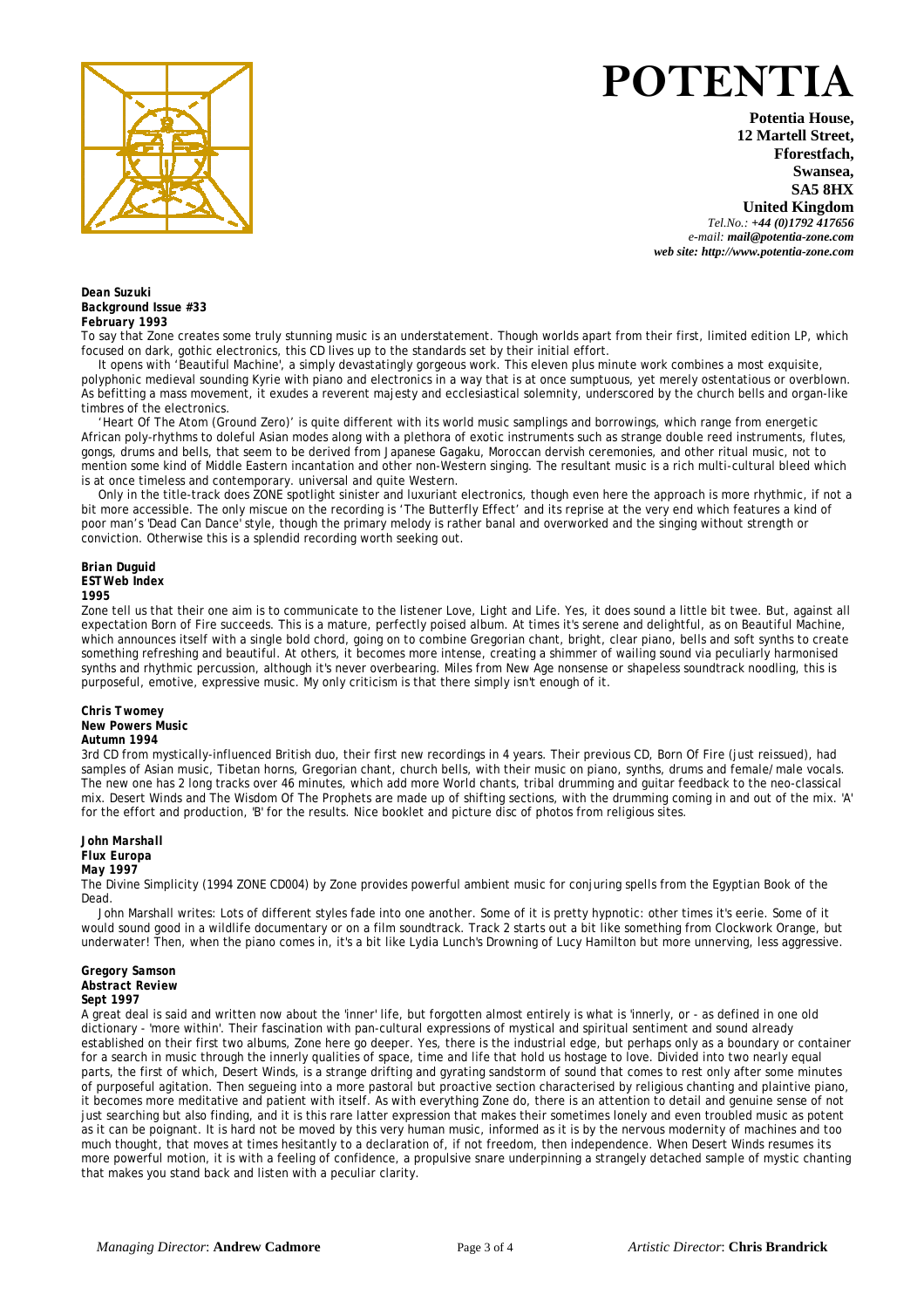# POTENTIA

**Potentia House,**
**12 Martell Street,**
**Fforestfach,**
**Swansea,**
**SA5 8HX**
**United Kingdom**
*Tel.No.: **+44 (0)1792 417656***
*e-mail: **mail@potentia-zone.com***
***web site: http://www.potentia-zone.com***

***Dean Suzuki***
***Background Issue #33***
***February 1993***

To say that Zone creates some truly stunning music is an understatement. Though worlds apart from their first, limited edition LP, which focused on dark, gothic electronics, this CD lives up to the standards set by their initial effort.

It opens with 'Beautiful Machine', a simply devastatingly gorgeous work. This eleven plus minute work combines a most exquisite, polyphonic medieval sounding Kyrie with piano and electronics in a way that is at once sumptuous, yet merely ostentatious or overblown. As befitting a mass movement, it exudes a reverent majesty and ecclesiastical solemnity, underscored by the church bells and organ-like timbres of the electronics.

'Heart Of The Atom (Ground Zero)' is quite different with its world music samplings and borrowings, which range from energetic African poly-rhythms to doleful Asian modes along with a plethora of exotic instruments such as strange double reed instruments, flutes, gongs, drums and bells, that seem to be derived from Japanese Gagaku, Moroccan dervish ceremonies, and other ritual music, not to mention some kind of Middle Eastern incantation and other non-Western singing. The resultant music is a rich multi-cultural bleed which is at once timeless and contemporary. universal and quite Western.

Only in the title-track does ZONE spotlight sinister and luxuriant electronics, though even here the approach is more rhythmic, if not a bit more accessible. The only miscue on the recording is 'The Butterfly Effect' and its reprise at the very end which features a kind of poor man's 'Dead Can Dance' style, though the primary melody is rather banal and overworked and the singing without strength or conviction. Otherwise this is a splendid recording worth seeking out.

***Brian Duguid***
***EST Web Index***
***1995***

Zone tell us that their one aim is to communicate to the listener Love, Light and Life. Yes, it does sound a little bit twee. But, against all expectation Born of Fire succeeds. This is a mature, perfectly poised album. At times it's serene and delightful, as on Beautiful Machine, which announces itself with a single bold chord, going on to combine Gregorian chant, bright, clear piano, bells and soft synths to create something refreshing and beautiful. At others, it becomes more intense, creating a shimmer of wailing sound via peculiarly harmonised synths and rhythmic percussion, although it's never overbearing. Miles from New Age nonsense or shapeless soundtrack noodling, this is purposeful, emotive, expressive music. My only criticism is that there simply isn't enough of it.

***Chris Twomey***
***New Powers Music***
***Autumn 1994***

3rd CD from mystically-influenced British duo, their first new recordings in 4 years. Their previous CD, Born Of Fire (just reissued), had samples of Asian music, Tibetan horns, Gregorian chant, church bells, with their music on piano, synths, drums and female/male vocals. The new one has 2 long tracks over 46 minutes, which add more World chants, tribal drumming and guitar feedback to the neo-classical mix. Desert Winds and The Wisdom Of The Prophets are made up of shifting sections, with the drumming coming in and out of the mix. 'A' for the effort and production, 'B' for the results. Nice booklet and picture disc of photos from religious sites.

***John Marshall***
***Flux Europa***
***May 1997***

The Divine Simplicity (1994 ZONE CD004) by Zone provides powerful ambient music for conjuring spells from the Egyptian Book of the Dead.

John Marshall writes: Lots of different styles fade into one another. Some of it is pretty hypnotic: other times it's eerie. Some of it would sound good in a wildlife documentary or on a film soundtrack. Track 2 starts out a bit like something from Clockwork Orange, but underwater! Then, when the piano comes in, it's a bit like Lydia Lunch's Drowning of Lucy Hamilton but more unnerving, less aggressive.

***Gregory Samson***
***Abstract Review***
***Sept 1997***

A great deal is said and written now about the 'inner' life, but forgotten almost entirely is what is 'innerly, or - as defined in one old dictionary - 'more within'. Their fascination with pan-cultural expressions of mystical and spiritual sentiment and sound already established on their first two albums, Zone here go deeper. Yes, there is the industrial edge, but perhaps only as a boundary or container for a search in music through the innerly qualities of space, time and life that hold us hostage to love. Divided into two nearly equal parts, the first of which, Desert Winds, is a strange drifting and gyrating sandstorm of sound that comes to rest only after some minutes of purposeful agitation. Then segueing into a more pastoral but proactive section characterised by religious chanting and plaintive piano, it becomes more meditative and patient with itself. As with everything Zone do, there is an attention to detail and genuine sense of not just searching but also finding, and it is this rare latter expression that makes their sometimes lonely and even troubled music as potent as it can be poignant. It is hard not be moved by this very human music, informed as it is by the nervous modernity of machines and too much thought, that moves at times hesitantly to a declaration of, if not freedom, then independence. When Desert Winds resumes its more powerful motion, it is with a feeling of confidence, a propulsive snare underpinning a strangely detached sample of mystic chanting that makes you stand back and listen with a peculiar clarity.

*Managing Director*: **Andrew Cadmore** *Artistic Director*: **Chris Brandrick**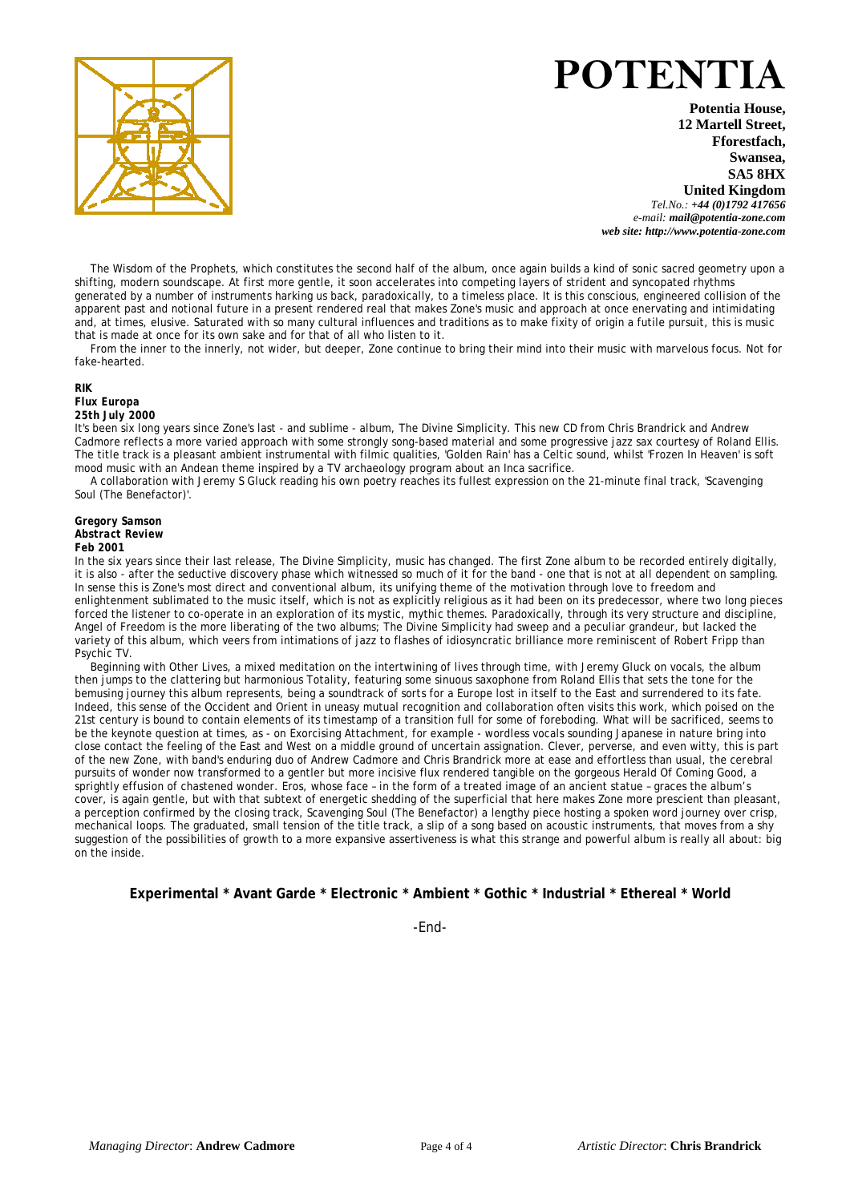# POTENTIA

**Potentia House,**
**12 Martell Street,**
**Fforestfach,**
**Swansea,**
**SA5 8HX**
**United Kingdom**
*Tel.No.: **+44 (0)1792 417656***
*e-mail: **mail@potentia-zone.com***
***web site: http://www.potentia-zone.com***

The Wisdom of the Prophets, which constitutes the second half of the album, once again builds a kind of sonic sacred geometry upon a shifting, modern soundscape. At first more gentle, it soon accelerates into competing layers of strident and syncopated rhythms generated by a number of instruments harking us back, paradoxically, to a timeless place. It is this conscious, engineered collision of the apparent past and notional future in a present rendered real that makes Zone's music and approach at once enervating and intimidating and, at times, elusive. Saturated with so many cultural influences and traditions as to make fixity of origin a futile pursuit, this is music that is made at once for its own sake and for that of all who listen to it.

From the inner to the innerly, not wider, but deeper, Zone continue to bring their mind into their music with marvelous focus. Not for fake-hearted.

***RIK***
***Flux Europa***
***25th July 2000***

It's been six long years since Zone's last - and sublime - album, The Divine Simplicity. This new CD from Chris Brandrick and Andrew Cadmore reflects a more varied approach with some strongly song-based material and some progressive jazz sax courtesy of Roland Ellis. The title track is a pleasant ambient instrumental with filmic qualities, 'Golden Rain' has a Celtic sound, whilst 'Frozen In Heaven' is soft mood music with an Andean theme inspired by a TV archaeology program about an Inca sacrifice.

A collaboration with Jeremy S Gluck reading his own poetry reaches its fullest expression on the 21-minute final track, 'Scavenging Soul (The Benefactor)'.

***Gregory Samson***
***Abstract Review***
**Feb 2001**

In the six years since their last release, The Divine Simplicity, music has changed. The first Zone album to be recorded entirely digitally, it is also - after the seductive discovery phase which witnessed so much of it for the band - one that is not at all dependent on sampling. In sense this is Zone's most direct and conventional album, its unifying theme of the motivation through love to freedom and enlightenment sublimated to the music itself, which is not as explicitly religious as it had been on its predecessor, where two long pieces forced the listener to co-operate in an exploration of its mystic, mythic themes. Paradoxically, through its very structure and discipline, Angel of Freedom is the more liberating of the two albums; The Divine Simplicity had sweep and a peculiar grandeur, but lacked the variety of this album, which veers from intimations of jazz to flashes of idiosyncratic brilliance more reminiscent of Robert Fripp than Psychic TV.

Beginning with Other Lives, a mixed meditation on the intertwining of lives through time, with Jeremy Gluck on vocals, the album then jumps to the clattering but harmonious Totality, featuring some sinuous saxophone from Roland Ellis that sets the tone for the bemusing journey this album represents, being a soundtrack of sorts for a Europe lost in itself to the East and surrendered to its fate. Indeed, this sense of the Occident and Orient in uneasy mutual recognition and collaboration often visits this work, which poised on the 21st century is bound to contain elements of its timestamp of a transition full for some of foreboding. What will be sacrificed, seems to be the keynote question at times, as - on Exorcising Attachment, for example - wordless vocals sounding Japanese in nature bring into close contact the feeling of the East and West on a middle ground of uncertain assignation. Clever, perverse, and even witty, this is part of the new Zone, with band's enduring duo of Andrew Cadmore and Chris Brandrick more at ease and effortless than usual, the cerebral pursuits of wonder now transformed to a gentler but more incisive flux rendered tangible on the gorgeous Herald Of Coming Good, a sprightly effusion of chastened wonder. Eros, whose face – in the form of a treated image of an ancient statue – graces the album's cover, is again gentle, but with that subtext of energetic shedding of the superficial that here makes Zone more prescient than pleasant, a perception confirmed by the closing track, Scavenging Soul (The Benefactor) a lengthy piece hosting a spoken word journey over crisp, mechanical loops. The graduated, small tension of the title track, a slip of a song based on acoustic instruments, that moves from a shy suggestion of the possibilities of growth to a more expansive assertiveness is what this strange and powerful album is really all about: big on the inside.

**Experimental * Avant Garde * Electronic * Ambient * Gothic * Industrial * Ethereal * World**

-End-

*Managing Director*: **Andrew Cadmore** *Artistic Director*: **Chris Brandrick**